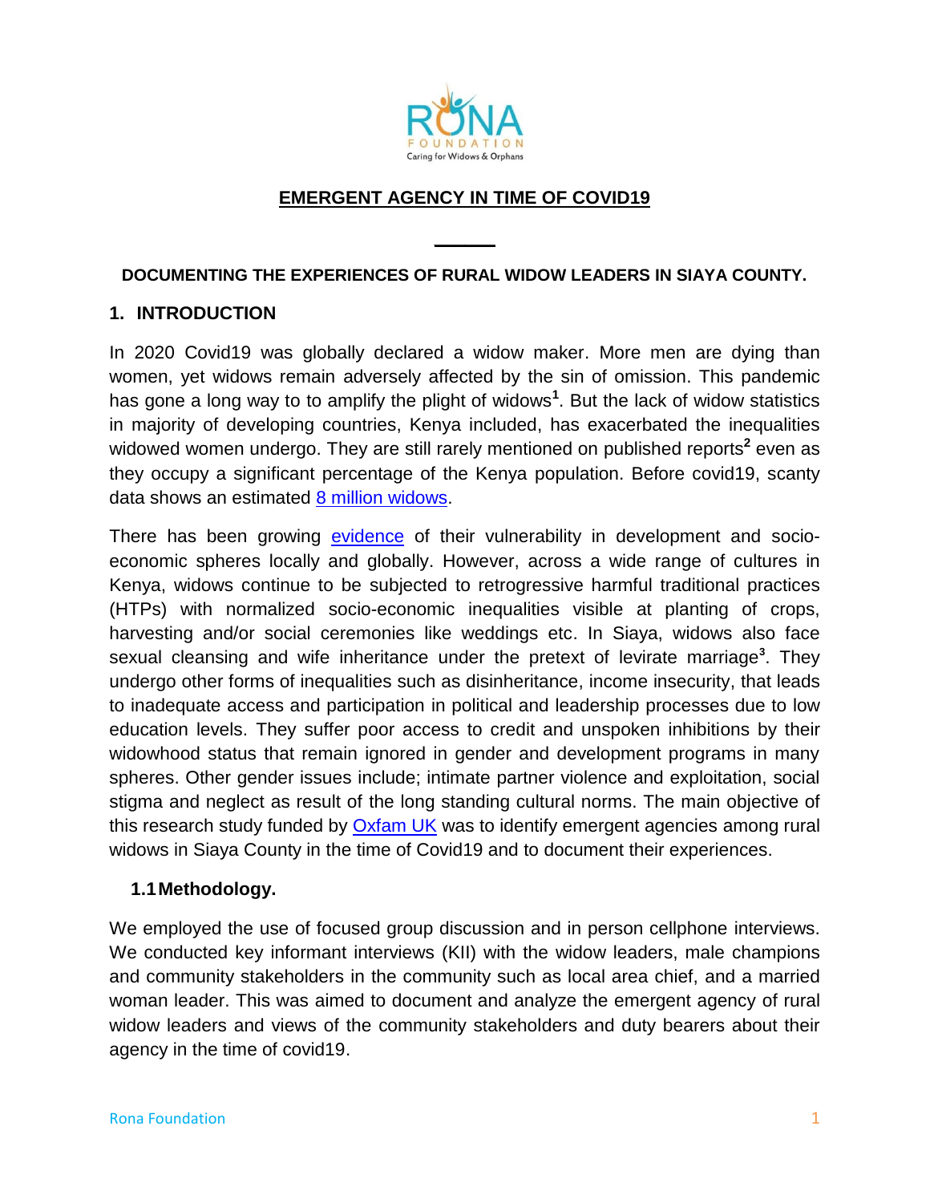# EMERGENT AGENCY IN TIME OF COVID19

**DOCUMENTING THE EXPERIENCES OF RURAL WIDOW LEADERS IN SIAYA COUNTY.**

## 1. INTRODUCTION

In 2020 Covid19 was globally declared a widow maker. More men are dying than women, yet widows remain adversely affected by the sin of omission. This pandemic has gone a long way to to amplify the plight of widows[1]. But the lack of widow statistics in majority of developing countries, Kenya included, has exacerbated the inequalities widowed women undergo. They are still rarely mentioned on published reports[2] even as they occupy a significant percentage of the Kenya population. Before covid19, scanty data shows an estimated 8 million widows.

There has been growing evidence of their vulnerability in development and socio-economic spheres locally and globally. However, across a wide range of cultures in Kenya, widows continue to be subjected to retrogressive harmful traditional practices (HTPs) with normalized socio-economic inequalities visible at planting of crops, harvesting and/or social ceremonies like weddings etc. In Siaya, widows also face sexual cleansing and wife inheritance under the pretext of levirate marriage[3]. They undergo other forms of inequalities such as disinheritance, income insecurity, that leads to inadequate access and participation in political and leadership processes due to low education levels. They suffer poor access to credit and unspoken inhibitions by their widowhood status that remain ignored in gender and development programs in many spheres. Other gender issues include; intimate partner violence and exploitation, social stigma and neglect as result of the long standing cultural norms. The main objective of this research study funded by Oxfam UK was to identify emergent agencies among rural widows in Siaya County in the time of Covid19 and to document their experiences.

### 1.1 Methodology.

We employed the use of focused group discussion and in person cellphone interviews. We conducted key informant interviews (KII) with the widow leaders, male champions and community stakeholders in the community such as local area chief, and a married woman leader. This was aimed to document and analyze the emergent agency of rural widow leaders and views of the community stakeholders and duty bearers about their agency in the time of covid19.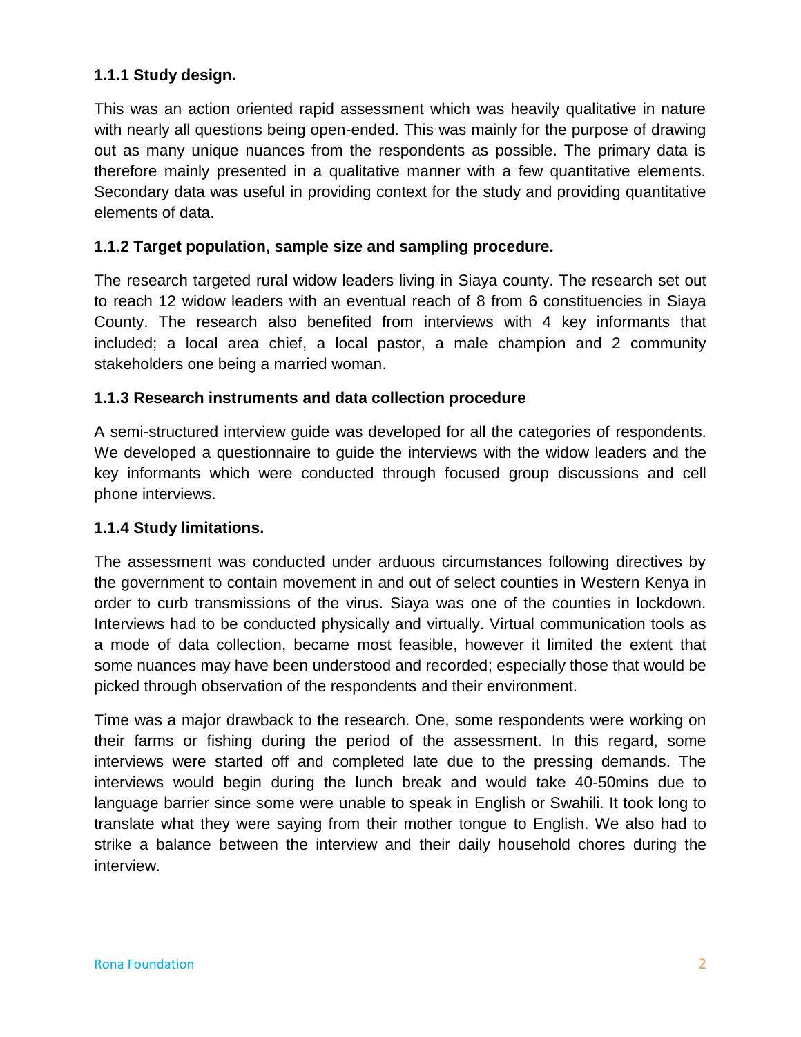### 1.1.1 Study design.

This was an action oriented rapid assessment which was heavily qualitative in nature with nearly all questions being open-ended. This was mainly for the purpose of drawing out as many unique nuances from the respondents as possible. The primary data is therefore mainly presented in a qualitative manner with a few quantitative elements. Secondary data was useful in providing context for the study and providing quantitative elements of data.

### 1.1.2 Target population, sample size and sampling procedure.

The research targeted rural widow leaders living in Siaya county. The research set out to reach 12 widow leaders with an eventual reach of 8 from 6 constituencies in Siaya County. The research also benefited from interviews with 4 key informants that included; a local area chief, a local pastor, a male champion and 2 community stakeholders one being a married woman.

### 1.1.3 Research instruments and data collection procedure

A semi-structured interview guide was developed for all the categories of respondents. We developed a questionnaire to guide the interviews with the widow leaders and the key informants which were conducted through focused group discussions and cell phone interviews.

### 1.1.4 Study limitations.

The assessment was conducted under arduous circumstances following directives by the government to contain movement in and out of select counties in Western Kenya in order to curb transmissions of the virus. Siaya was one of the counties in lockdown. Interviews had to be conducted physically and virtually. Virtual communication tools as a mode of data collection, became most feasible, however it limited the extent that some nuances may have been understood and recorded; especially those that would be picked through observation of the respondents and their environment.

Time was a major drawback to the research. One, some respondents were working on their farms or fishing during the period of the assessment. In this regard, some interviews were started off and completed late due to the pressing demands. The interviews would begin during the lunch break and would take 40-50mins due to language barrier since some were unable to speak in English or Swahili. It took long to translate what they were saying from their mother tongue to English. We also had to strike a balance between the interview and their daily household chores during the interview.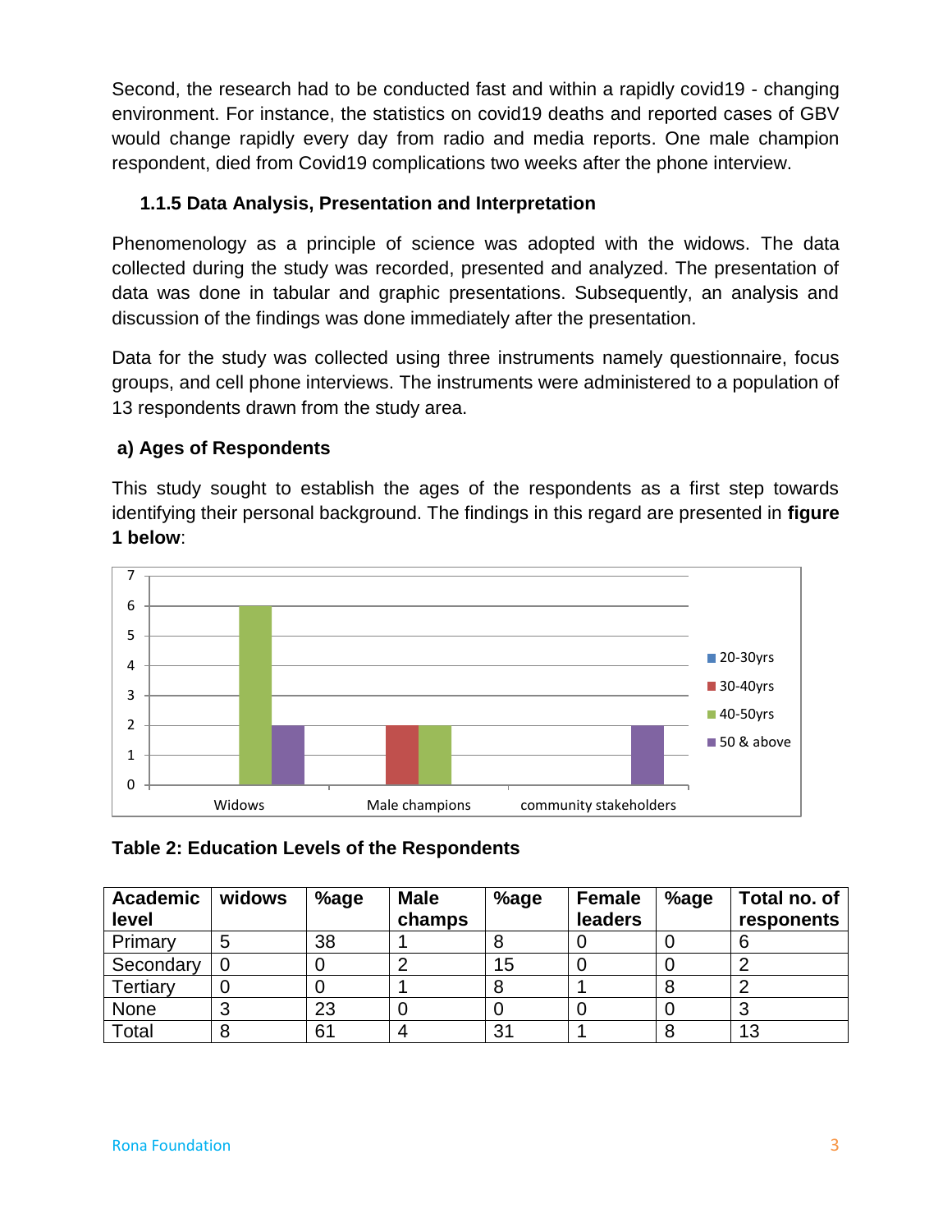Second, the research had to be conducted fast and within a rapidly covid19 - changing environment. For instance, the statistics on covid19 deaths and reported cases of GBV would change rapidly every day from radio and media reports. One male champion respondent, died from Covid19 complications two weeks after the phone interview.

### 1.1.5 Data Analysis, Presentation and Interpretation

Phenomenology as a principle of science was adopted with the widows. The data collected during the study was recorded, presented and analyzed. The presentation of data was done in tabular and graphic presentations. Subsequently, an analysis and discussion of the findings was done immediately after the presentation.

Data for the study was collected using three instruments namely questionnaire, focus groups, and cell phone interviews. The instruments were administered to a population of 13 respondents drawn from the study area.

#### a) Ages of Respondents

This study sought to establish the ages of the respondents as a first step towards identifying their personal background. The findings in this regard are presented in **figure 1 below**:

| | 20-30yrs | 30-40yrs | 40-50yrs | 50 & above |
|---|---|---|---|---|
| Widows | | | 6 | 2 |
| Male champions | | 2 | 2 | |
| community stakeholders | | | | 2 |

**Table 2: Education Levels of the Respondents**

| Academic level | widows | %age | Male champs | %age | Female leaders | %age | Total no. of responents |
|---|---|---|---|---|---|---|---|
| Primary | 5 | 38 | 1 | 8 | 0 | 0 | 6 |
| Secondary | 0 | 0 | 2 | 15 | 0 | 0 | 2 |
| Tertiary | 0 | 0 | 1 | 8 | 1 | 8 | 2 |
| None | 3 | 23 | 0 | 0 | 0 | 0 | 3 |
| Total | 8 | 61 | 4 | 31 | 1 | 8 | 13 |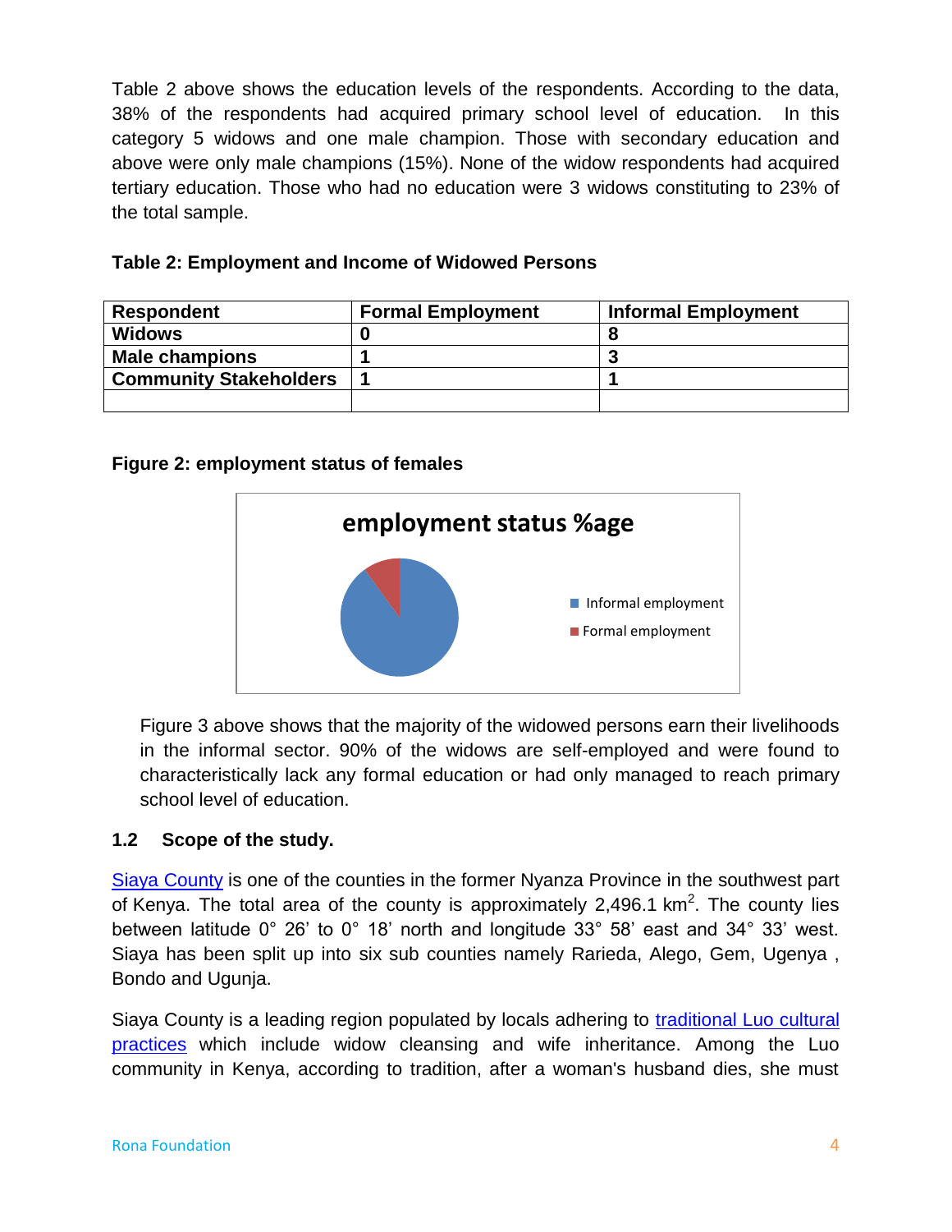Table 2 above shows the education levels of the respondents. According to the data, 38% of the respondents had acquired primary school level of education. In this category 5 widows and one male champion. Those with secondary education and above were only male champions (15%). None of the widow respondents had acquired tertiary education. Those who had no education were 3 widows constituting to 23% of the total sample.

**Table 2: Employment and Income of Widowed Persons**

| Respondent | Formal Employment | Informal Employment |
|---|---|---|
| **Widows** | **0** | **8** |
| **Male champions** | **1** | **3** |
| **Community Stakeholders** | **1** | **1** |
| | | |

**Figure 2: employment status of females**

employment status %age

- Informal employment
- Formal employment

Figure 3 above shows that the majority of the widowed persons earn their livelihoods in the informal sector. 90% of the widows are self-employed and were found to characteristically lack any formal education or had only managed to reach primary school level of education.

### 1.2 Scope of the study.

Siaya County is one of the counties in the former Nyanza Province in the southwest part of Kenya. The total area of the county is approximately 2,496.1 km$^2$. The county lies between latitude 0° 26' to 0° 18' north and longitude 33° 58' east and 34° 33' west. Siaya has been split up into six sub counties namely Rarieda, Alego, Gem, Ugenya , Bondo and Ugunja.

Siaya County is a leading region populated by locals adhering to traditional Luo cultural practices which include widow cleansing and wife inheritance. Among the Luo community in Kenya, according to tradition, after a woman's husband dies, she must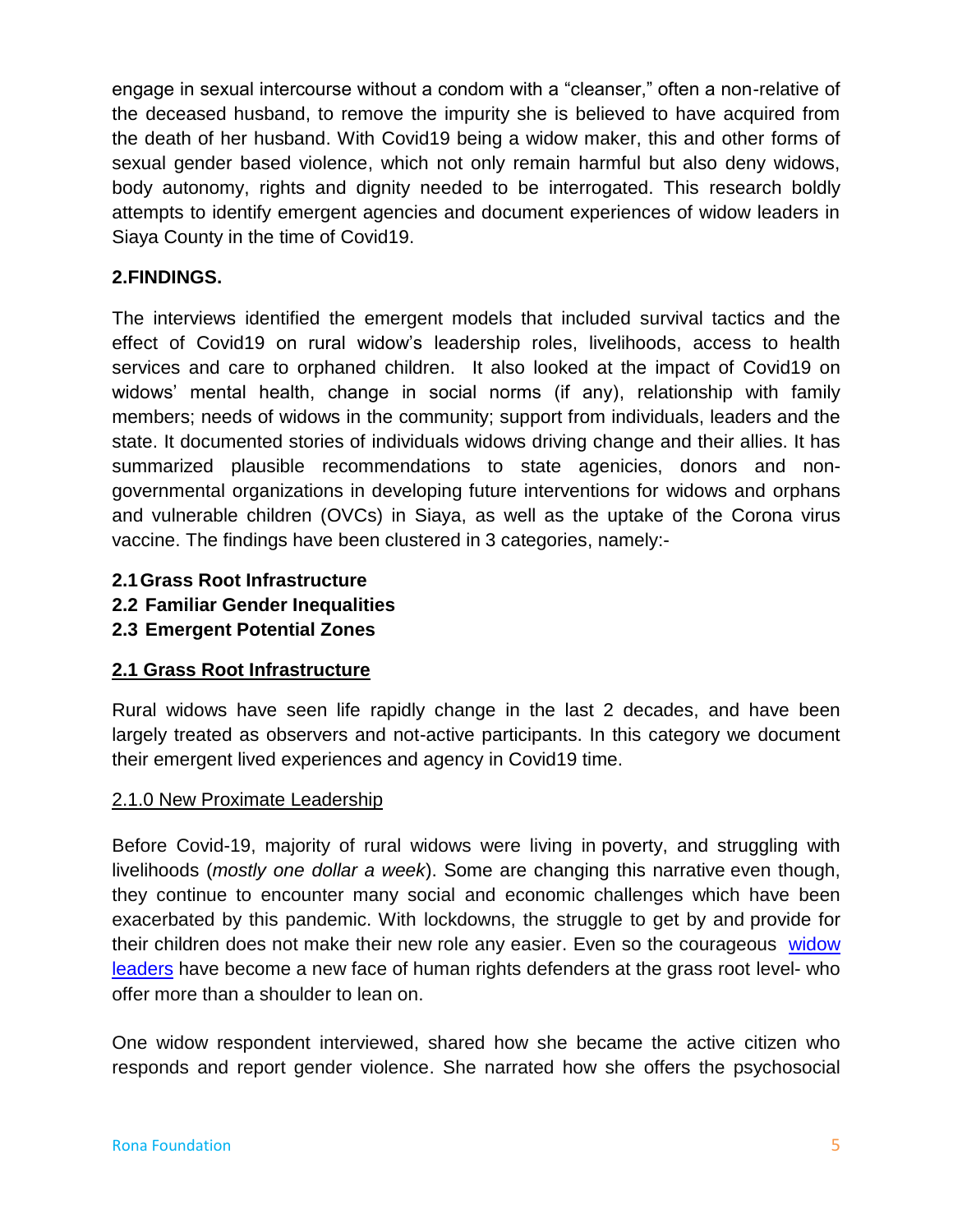engage in sexual intercourse without a condom with a "cleanser," often a non-relative of the deceased husband, to remove the impurity she is believed to have acquired from the death of her husband. With Covid19 being a widow maker, this and other forms of sexual gender based violence, which not only remain harmful but also deny widows, body autonomy, rights and dignity needed to be interrogated. This research boldly attempts to identify emergent agencies and document experiences of widow leaders in Siaya County in the time of Covid19.

## 2.FINDINGS.

The interviews identified the emergent models that included survival tactics and the effect of Covid19 on rural widow's leadership roles, livelihoods, access to health services and care to orphaned children. It also looked at the impact of Covid19 on widows' mental health, change in social norms (if any), relationship with family members; needs of widows in the community; support from individuals, leaders and the state. It documented stories of individuals widows driving change and their allies. It has summarized plausible recommendations to state agenicies, donors and non-governmental organizations in developing future interventions for widows and orphans and vulnerable children (OVCs) in Siaya, as well as the uptake of the Corona virus vaccine. The findings have been clustered in 3 categories, namely:-

**2.1 Grass Root Infrastructure**
**2.2 Familiar Gender Inequalities**
**2.3 Emergent Potential Zones**

### 2.1 Grass Root Infrastructure

Rural widows have seen life rapidly change in the last 2 decades, and have been largely treated as observers and not-active participants. In this category we document their emergent lived experiences and agency in Covid19 time.

#### 2.1.0 New Proximate Leadership

Before Covid-19, majority of rural widows were living in poverty, and struggling with livelihoods (*mostly one dollar a week*). Some are changing this narrative even though, they continue to encounter many social and economic challenges which have been exacerbated by this pandemic. With lockdowns, the struggle to get by and provide for their children does not make their new role any easier. Even so the courageous widow leaders have become a new face of human rights defenders at the grass root level- who offer more than a shoulder to lean on.

One widow respondent interviewed, shared how she became the active citizen who responds and report gender violence. She narrated how she offers the psychosocial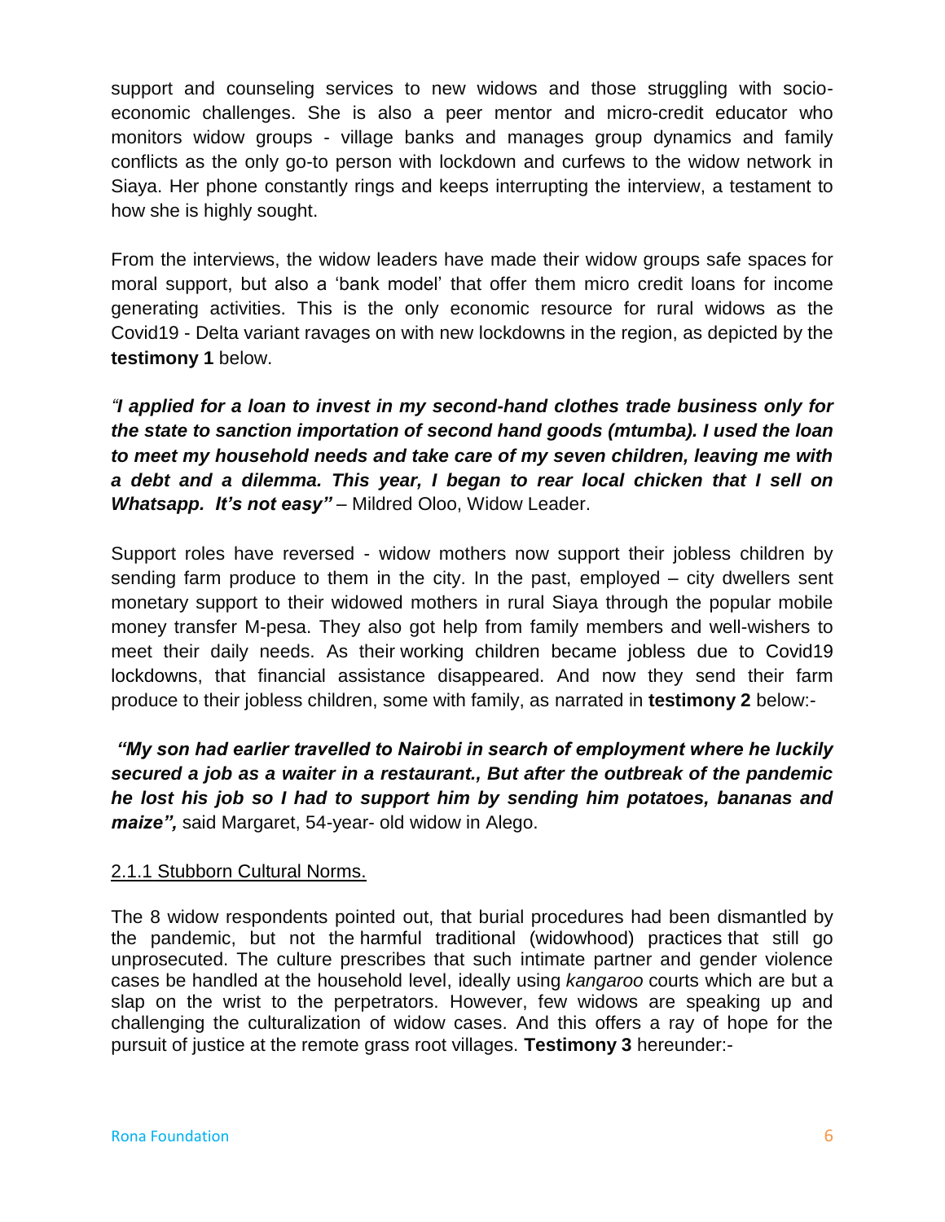support and counseling services to new widows and those struggling with socio-economic challenges. She is also a peer mentor and micro-credit educator who monitors widow groups - village banks and manages group dynamics and family conflicts as the only go-to person with lockdown and curfews to the widow network in Siaya. Her phone constantly rings and keeps interrupting the interview, a testament to how she is highly sought.

From the interviews, the widow leaders have made their widow groups safe spaces for moral support, but also a 'bank model' that offer them micro credit loans for income generating activities. This is the only economic resource for rural widows as the Covid19 - Delta variant ravages on with new lockdowns in the region, as depicted by the **testimony 1** below.

*"**I applied for a loan to invest in my second-hand clothes trade business only for the state to sanction importation of second hand goods (mtumba). I used the loan to meet my household needs and take care of my seven children, leaving me with a debt and a dilemma. This year, I began to rear local chicken that I sell on Whatsapp. It's not easy"*** – Mildred Oloo, Widow Leader.

Support roles have reversed - widow mothers now support their jobless children by sending farm produce to them in the city. In the past, employed – city dwellers sent monetary support to their widowed mothers in rural Siaya through the popular mobile money transfer M-pesa. They also got help from family members and well-wishers to meet their daily needs. As their working children became jobless due to Covid19 lockdowns, that financial assistance disappeared. And now they send their farm produce to their jobless children, some with family, as narrated in **testimony 2** below:-

***"My son had earlier travelled to Nairobi in search of employment where he luckily secured a job as a waiter in a restaurant., But after the outbreak of the pandemic he lost his job so I had to support him by sending him potatoes, bananas and maize",*** said Margaret, 54-year- old widow in Alego.

<u>2.1.1 Stubborn Cultural Norms.</u>

The 8 widow respondents pointed out, that burial procedures had been dismantled by the pandemic, but not the harmful traditional (widowhood) practices that still go unprosecuted. The culture prescribes that such intimate partner and gender violence cases be handled at the household level, ideally using *kangaroo* courts which are but a slap on the wrist to the perpetrators. However, few widows are speaking up and challenging the culturalization of widow cases. And this offers a ray of hope for the pursuit of justice at the remote grass root villages. **Testimony 3** hereunder:-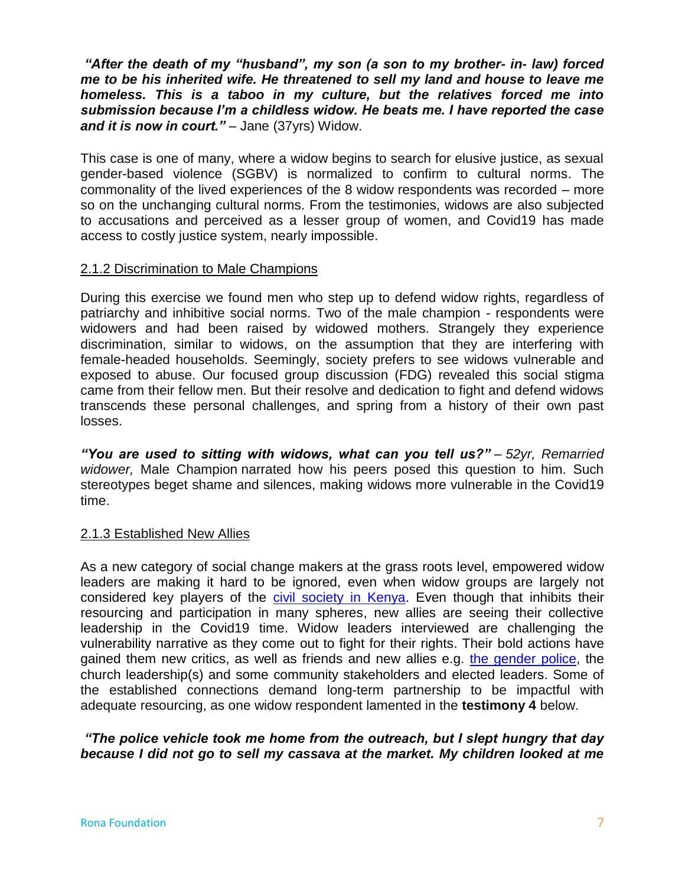***"After the death of my "husband", my son (a son to my brother- in- law) forced me to be his inherited wife. He threatened to sell my land and house to leave me homeless. This is a taboo in my culture, but the relatives forced me into submission because I'm a childless widow. He beats me. I have reported the case and it is now in court."*** – Jane (37yrs) Widow.

This case is one of many, where a widow begins to search for elusive justice, as sexual gender-based violence (SGBV) is normalized to confirm to cultural norms. The commonality of the lived experiences of the 8 widow respondents was recorded – more so on the unchanging cultural norms. From the testimonies, widows are also subjected to accusations and perceived as a lesser group of women, and Covid19 has made access to costly justice system, nearly impossible.

### 2.1.2 Discrimination to Male Champions

During this exercise we found men who step up to defend widow rights, regardless of patriarchy and inhibitive social norms. Two of the male champion - respondents were widowers and had been raised by widowed mothers. Strangely they experience discrimination, similar to widows, on the assumption that they are interfering with female-headed households. Seemingly, society prefers to see widows vulnerable and exposed to abuse. Our focused group discussion (FDG) revealed this social stigma came from their fellow men. But their resolve and dedication to fight and defend widows transcends these personal challenges, and spring from a history of their own past losses.

***"You are used to sitting with widows, what can you tell us?"*** *– 52yr, Remarried widower,* Male Champion narrated how his peers posed this question to him. Such stereotypes beget shame and silences, making widows more vulnerable in the Covid19 time.

### 2.1.3 Established New Allies

As a new category of social change makers at the grass roots level, empowered widow leaders are making it hard to be ignored, even when widow groups are largely not considered key players of the civil society in Kenya. Even though that inhibits their resourcing and participation in many spheres, new allies are seeing their collective leadership in the Covid19 time. Widow leaders interviewed are challenging the vulnerability narrative as they come out to fight for their rights. Their bold actions have gained them new critics, as well as friends and new allies e.g. the gender police, the church leadership(s) and some community stakeholders and elected leaders. Some of the established connections demand long-term partnership to be impactful with adequate resourcing, as one widow respondent lamented in the **testimony 4** below.

***"The police vehicle took me home from the outreach, but I slept hungry that day because I did not go to sell my cassava at the market. My children looked at me***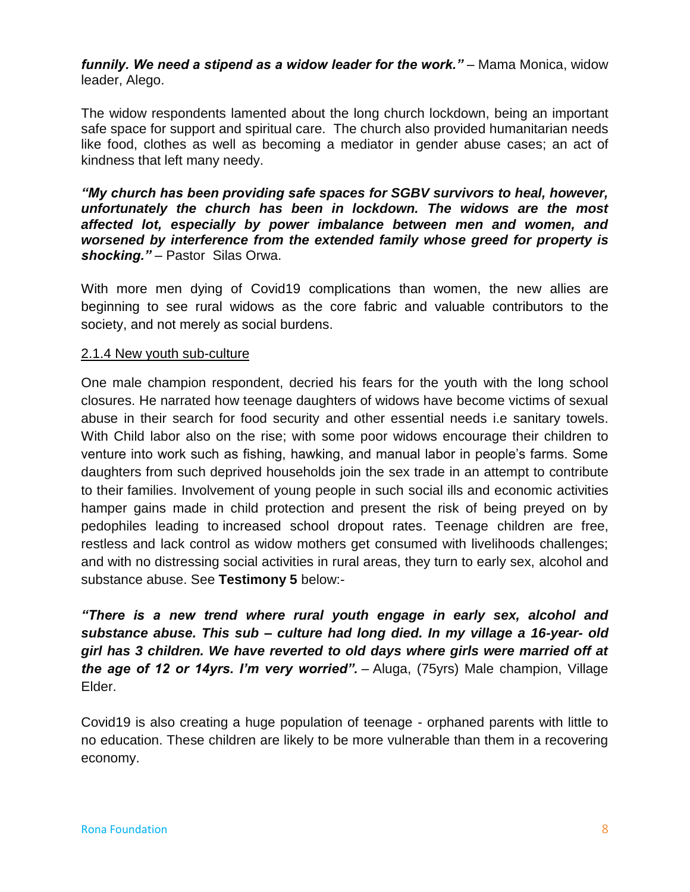***funnily. We need a stipend as a widow leader for the work."*** – Mama Monica, widow leader, Alego.

The widow respondents lamented about the long church lockdown, being an important safe space for support and spiritual care. The church also provided humanitarian needs like food, clothes as well as becoming a mediator in gender abuse cases; an act of kindness that left many needy.

***"My church has been providing safe spaces for SGBV survivors to heal, however, unfortunately the church has been in lockdown. The widows are the most affected lot, especially by power imbalance between men and women, and worsened by interference from the extended family whose greed for property is shocking."*** – Pastor Silas Orwa.

With more men dying of Covid19 complications than women, the new allies are beginning to see rural widows as the core fabric and valuable contributors to the society, and not merely as social burdens.

### 2.1.4 New youth sub-culture

One male champion respondent, decried his fears for the youth with the long school closures. He narrated how teenage daughters of widows have become victims of sexual abuse in their search for food security and other essential needs i.e sanitary towels. With Child labor also on the rise; with some poor widows encourage their children to venture into work such as fishing, hawking, and manual labor in people's farms. Some daughters from such deprived households join the sex trade in an attempt to contribute to their families. Involvement of young people in such social ills and economic activities hamper gains made in child protection and present the risk of being preyed on by pedophiles leading to increased school dropout rates. Teenage children are free, restless and lack control as widow mothers get consumed with livelihoods challenges; and with no distressing social activities in rural areas, they turn to early sex, alcohol and substance abuse. See **Testimony 5** below:-

***"There is a new trend where rural youth engage in early sex, alcohol and substance abuse. This sub – culture had long died. In my village a 16-year- old girl has 3 children. We have reverted to old days where girls were married off at the age of 12 or 14yrs. I'm very worried".*** – Aluga, (75yrs) Male champion, Village Elder.

Covid19 is also creating a huge population of teenage - orphaned parents with little to no education. These children are likely to be more vulnerable than them in a recovering economy.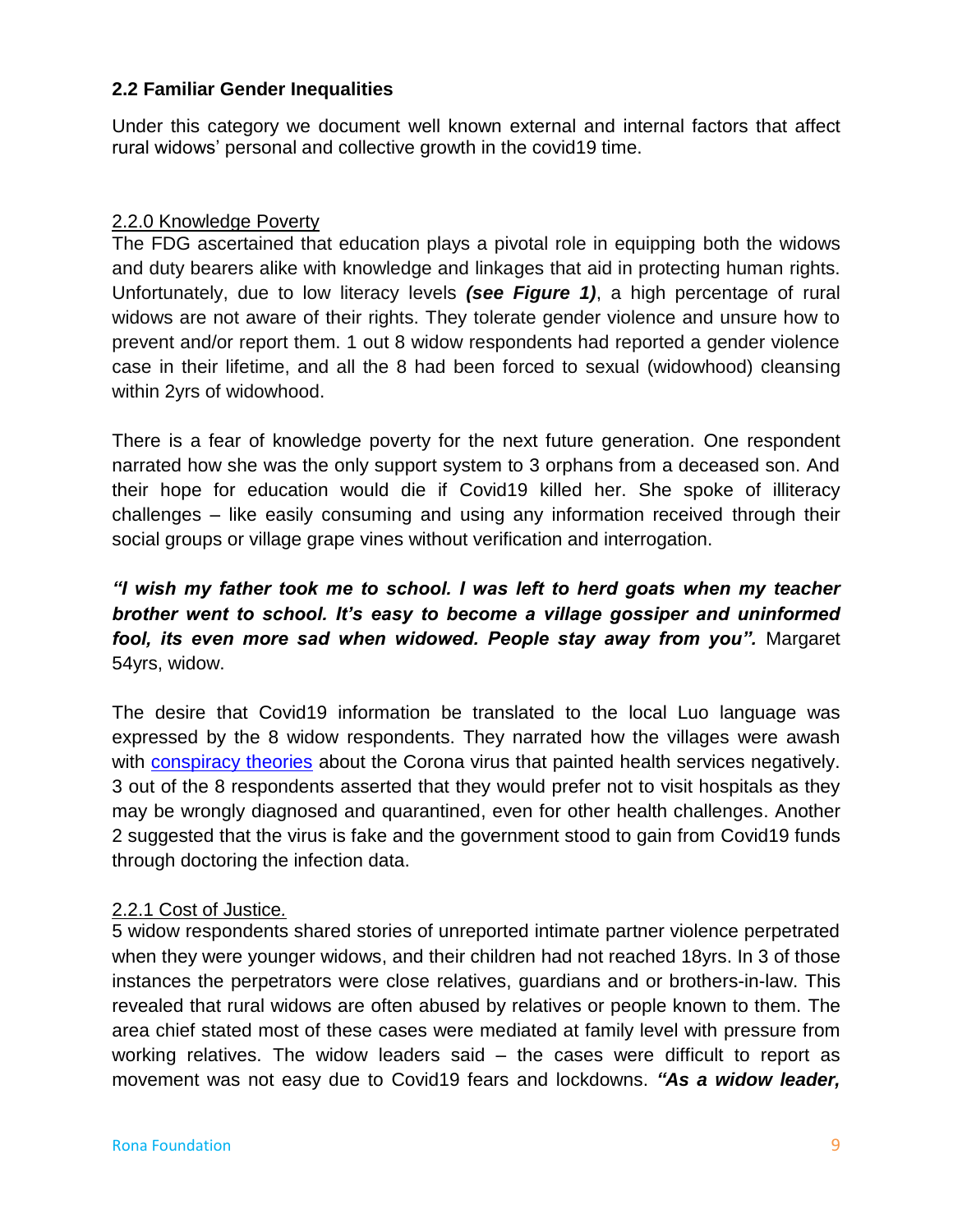### 2.2 Familiar Gender Inequalities

Under this category we document well known external and internal factors that affect rural widows' personal and collective growth in the covid19 time.

#### 2.2.0 Knowledge Poverty

The FDG ascertained that education plays a pivotal role in equipping both the widows and duty bearers alike with knowledge and linkages that aid in protecting human rights. Unfortunately, due to low literacy levels ***(see Figure 1)***, a high percentage of rural widows are not aware of their rights. They tolerate gender violence and unsure how to prevent and/or report them. 1 out 8 widow respondents had reported a gender violence case in their lifetime, and all the 8 had been forced to sexual (widowhood) cleansing within 2yrs of widowhood.

There is a fear of knowledge poverty for the next future generation. One respondent narrated how she was the only support system to 3 orphans from a deceased son. And their hope for education would die if Covid19 killed her. She spoke of illiteracy challenges – like easily consuming and using any information received through their social groups or village grape vines without verification and interrogation.

***"I wish my father took me to school. I was left to herd goats when my teacher brother went to school. It's easy to become a village gossiper and uninformed fool, its even more sad when widowed. People stay away from you".*** Margaret 54yrs, widow.

The desire that Covid19 information be translated to the local Luo language was expressed by the 8 widow respondents. They narrated how the villages were awash with conspiracy theories about the Corona virus that painted health services negatively. 3 out of the 8 respondents asserted that they would prefer not to visit hospitals as they may be wrongly diagnosed and quarantined, even for other health challenges. Another 2 suggested that the virus is fake and the government stood to gain from Covid19 funds through doctoring the infection data.

#### 2.2.1 Cost of Justice.

5 widow respondents shared stories of unreported intimate partner violence perpetrated when they were younger widows, and their children had not reached 18yrs. In 3 of those instances the perpetrators were close relatives, guardians and or brothers-in-law. This revealed that rural widows are often abused by relatives or people known to them. The area chief stated most of these cases were mediated at family level with pressure from working relatives. The widow leaders said – the cases were difficult to report as movement was not easy due to Covid19 fears and lockdowns. ***"As a widow leader,***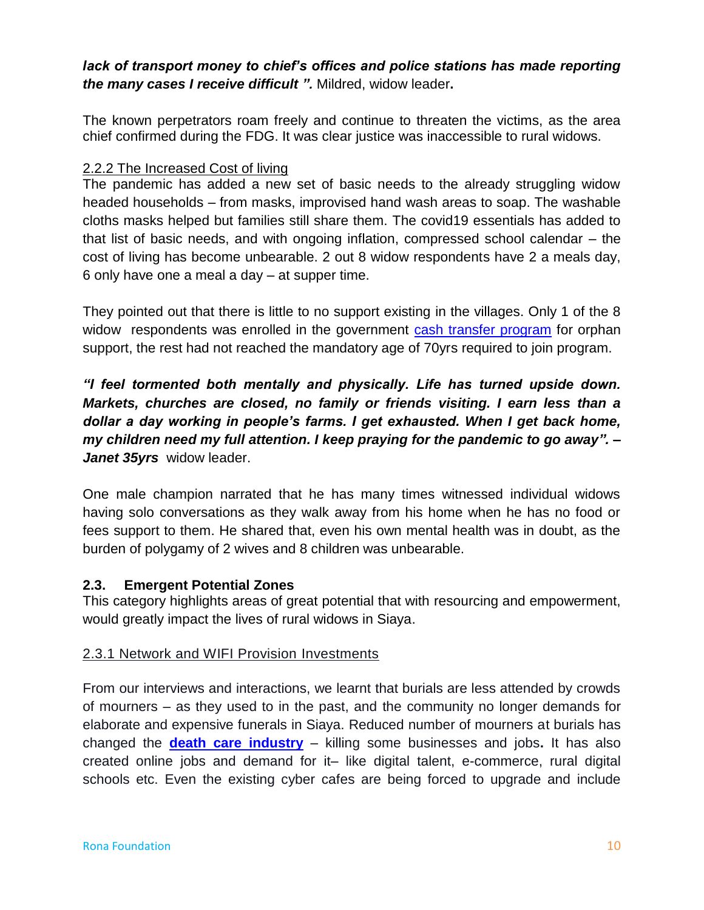***lack of transport money to chief's offices and police stations has made reporting the many cases I receive difficult ".*** Mildred, widow leader**.**

The known perpetrators roam freely and continue to threaten the victims, as the area chief confirmed during the FDG. It was clear justice was inaccessible to rural widows.

2.2.2 The Increased Cost of living

The pandemic has added a new set of basic needs to the already struggling widow headed households – from masks, improvised hand wash areas to soap. The washable cloths masks helped but families still share them. The covid19 essentials has added to that list of basic needs, and with ongoing inflation, compressed school calendar – the cost of living has become unbearable. 2 out 8 widow respondents have 2 a meals day, 6 only have one a meal a day – at supper time.

They pointed out that there is little to no support existing in the villages. Only 1 of the 8 widow respondents was enrolled in the government cash transfer program for orphan support, the rest had not reached the mandatory age of 70yrs required to join program.

***"I feel tormented both mentally and physically. Life has turned upside down. Markets, churches are closed, no family or friends visiting. I earn less than a dollar a day working in people's farms. I get exhausted. When I get back home, my children need my full attention. I keep praying for the pandemic to go away". – Janet 35yrs*** widow leader.

One male champion narrated that he has many times witnessed individual widows having solo conversations as they walk away from his home when he has no food or fees support to them. He shared that, even his own mental health was in doubt, as the burden of polygamy of 2 wives and 8 children was unbearable.

### 2.3. Emergent Potential Zones

This category highlights areas of great potential that with resourcing and empowerment, would greatly impact the lives of rural widows in Siaya.

2.3.1 Network and WIFI Provision Investments

From our interviews and interactions, we learnt that burials are less attended by crowds of mourners – as they used to in the past, and the community no longer demands for elaborate and expensive funerals in Siaya. Reduced number of mourners at burials has changed the **death care industry** – killing some businesses and jobs**.** It has also created online jobs and demand for it– like digital talent, e-commerce, rural digital schools etc. Even the existing cyber cafes are being forced to upgrade and include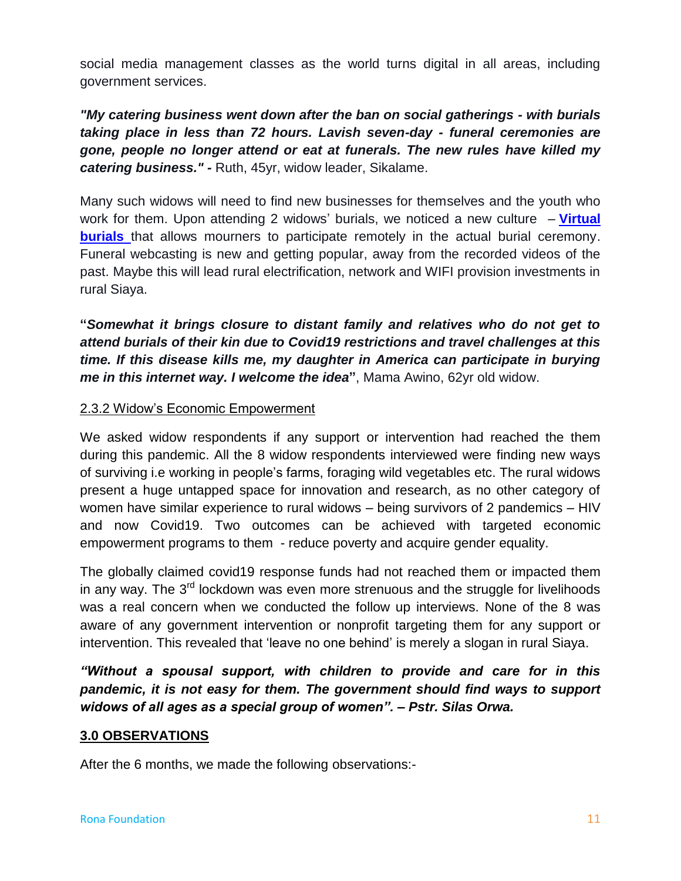social media management classes as the world turns digital in all areas, including government services.

***"My catering business went down after the ban on social gatherings - with burials taking place in less than 72 hours. Lavish seven-day - funeral ceremonies are gone, people no longer attend or eat at funerals. The new rules have killed my catering business." -*** Ruth, 45yr, widow leader, Sikalame.

Many such widows will need to find new businesses for themselves and the youth who work for them. Upon attending 2 widows' burials, we noticed a new culture – **Virtual burials** that allows mourners to participate remotely in the actual burial ceremony. Funeral webcasting is new and getting popular, away from the recorded videos of the past. Maybe this will lead rural electrification, network and WIFI provision investments in rural Siaya.

**"*Somewhat it brings closure to distant family and relatives who do not get to attend burials of their kin due to Covid19 restrictions and travel challenges at this time. If this disease kills me, my daughter in America can participate in burying me in this internet way. I welcome the idea*"**, Mama Awino, 62yr old widow.

2.3.2 Widow's Economic Empowerment

We asked widow respondents if any support or intervention had reached the them during this pandemic. All the 8 widow respondents interviewed were finding new ways of surviving i.e working in people's farms, foraging wild vegetables etc. The rural widows present a huge untapped space for innovation and research, as no other category of women have similar experience to rural widows – being survivors of 2 pandemics – HIV and now Covid19. Two outcomes can be achieved with targeted economic empowerment programs to them - reduce poverty and acquire gender equality.

The globally claimed covid19 response funds had not reached them or impacted them in any way. The 3rd lockdown was even more strenuous and the struggle for livelihoods was a real concern when we conducted the follow up interviews. None of the 8 was aware of any government intervention or nonprofit targeting them for any support or intervention. This revealed that 'leave no one behind' is merely a slogan in rural Siaya.

***"Without a spousal support, with children to provide and care for in this pandemic, it is not easy for them. The government should find ways to support widows of all ages as a special group of women". – Pstr. Silas Orwa.***

## 3.0 OBSERVATIONS

After the 6 months, we made the following observations:-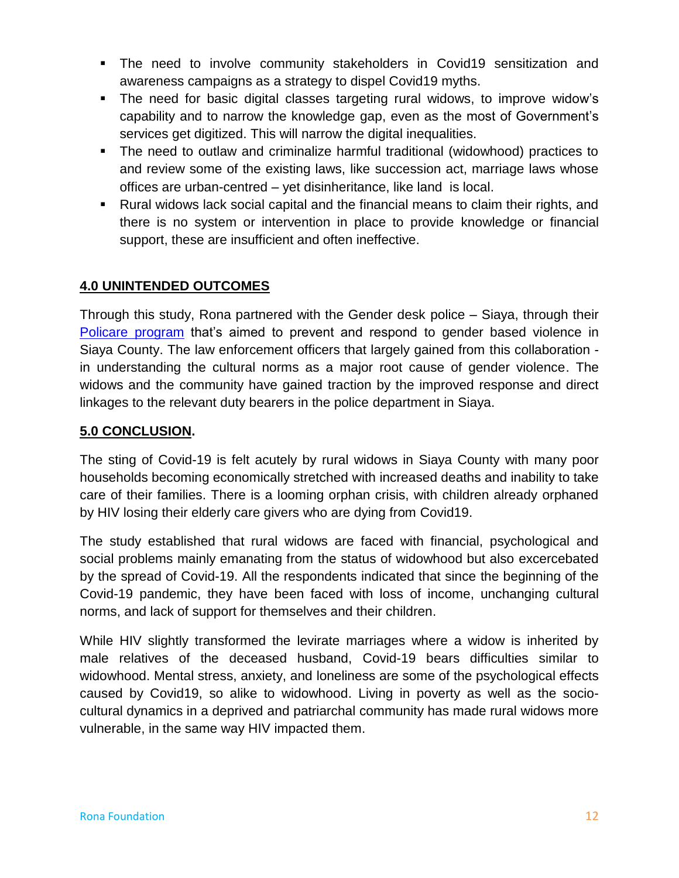- The need to involve community stakeholders in Covid19 sensitization and awareness campaigns as a strategy to dispel Covid19 myths.
- The need for basic digital classes targeting rural widows, to improve widow's capability and to narrow the knowledge gap, even as the most of Government's services get digitized. This will narrow the digital inequalities.
- The need to outlaw and criminalize harmful traditional (widowhood) practices to and review some of the existing laws, like succession act, marriage laws whose offices are urban-centred – yet disinheritance, like land is local.
- Rural widows lack social capital and the financial means to claim their rights, and there is no system or intervention in place to provide knowledge or financial support, these are insufficient and often ineffective.

## 4.0 UNINTENDED OUTCOMES

Through this study, Rona partnered with the Gender desk police – Siaya, through their Policare program that's aimed to prevent and respond to gender based violence in Siaya County. The law enforcement officers that largely gained from this collaboration - in understanding the cultural norms as a major root cause of gender violence. The widows and the community have gained traction by the improved response and direct linkages to the relevant duty bearers in the police department in Siaya.

## 5.0 CONCLUSION.

The sting of Covid-19 is felt acutely by rural widows in Siaya County with many poor households becoming economically stretched with increased deaths and inability to take care of their families. There is a looming orphan crisis, with children already orphaned by HIV losing their elderly care givers who are dying from Covid19.

The study established that rural widows are faced with financial, psychological and social problems mainly emanating from the status of widowhood but also excercebated by the spread of Covid-19. All the respondents indicated that since the beginning of the Covid-19 pandemic, they have been faced with loss of income, unchanging cultural norms, and lack of support for themselves and their children.

While HIV slightly transformed the levirate marriages where a widow is inherited by male relatives of the deceased husband, Covid-19 bears difficulties similar to widowhood. Mental stress, anxiety, and loneliness are some of the psychological effects caused by Covid19, so alike to widowhood. Living in poverty as well as the socio-cultural dynamics in a deprived and patriarchal community has made rural widows more vulnerable, in the same way HIV impacted them.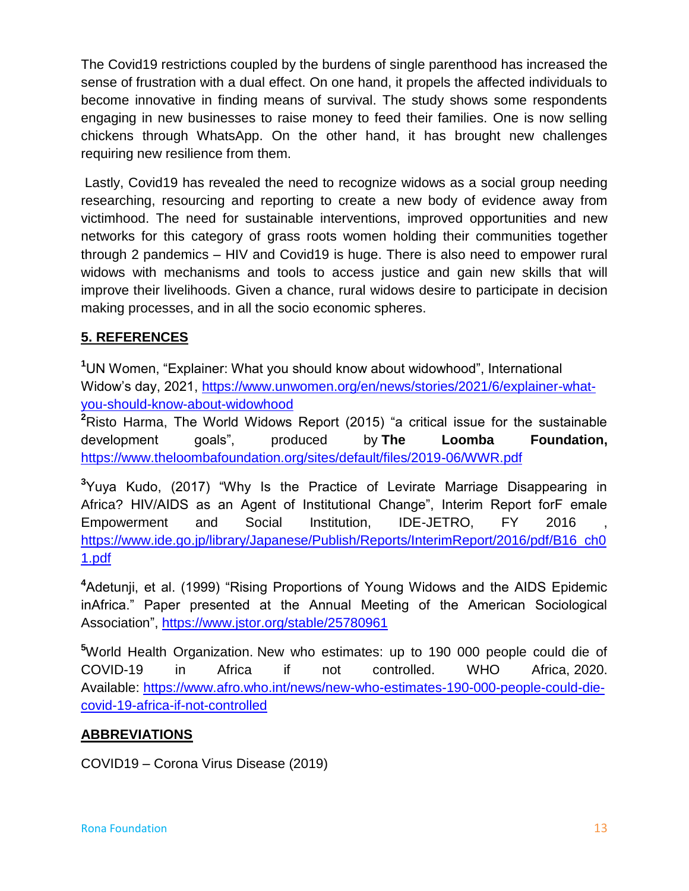The Covid19 restrictions coupled by the burdens of single parenthood has increased the sense of frustration with a dual effect. On one hand, it propels the affected individuals to become innovative in finding means of survival. The study shows some respondents engaging in new businesses to raise money to feed their families. One is now selling chickens through WhatsApp. On the other hand, it has brought new challenges requiring new resilience from them.

Lastly, Covid19 has revealed the need to recognize widows as a social group needing researching, resourcing and reporting to create a new body of evidence away from victimhood. The need for sustainable interventions, improved opportunities and new networks for this category of grass roots women holding their communities together through 2 pandemics – HIV and Covid19 is huge. There is also need to empower rural widows with mechanisms and tools to access justice and gain new skills that will improve their livelihoods. Given a chance, rural widows desire to participate in decision making processes, and in all the socio economic spheres.

## 5. REFERENCES

[1] UN Women, "Explainer: What you should know about widowhood", International Widow's day, 2021, https://www.unwomen.org/en/news/stories/2021/6/explainer-what-you-should-know-about-widowhood

[2] Risto Harma, The World Widows Report (2015) "a critical issue for the sustainable development goals", produced by **The Loomba Foundation,** https://www.theloombafoundation.org/sites/default/files/2019-06/WWR.pdf

[3] Yuya Kudo, (2017) "Why Is the Practice of Levirate Marriage Disappearing in Africa? HIV/AIDS as an Agent of Institutional Change", Interim Report forF emale Empowerment and Social Institution, IDE-JETRO, FY 2016 , https://www.ide.go.jp/library/Japanese/Publish/Reports/InterimReport/2016/pdf/B16_ch01.pdf

[4] Adetunji, et al. (1999) "Rising Proportions of Young Widows and the AIDS Epidemic inAfrica." Paper presented at the Annual Meeting of the American Sociological Association", https://www.jstor.org/stable/25780961

[5] World Health Organization. New who estimates: up to 190 000 people could die of COVID-19 in Africa if not controlled. WHO Africa, 2020. Available: https://www.afro.who.int/news/new-who-estimates-190-000-people-could-die-covid-19-africa-if-not-controlled

## ABBREVIATIONS

COVID19 – Corona Virus Disease (2019)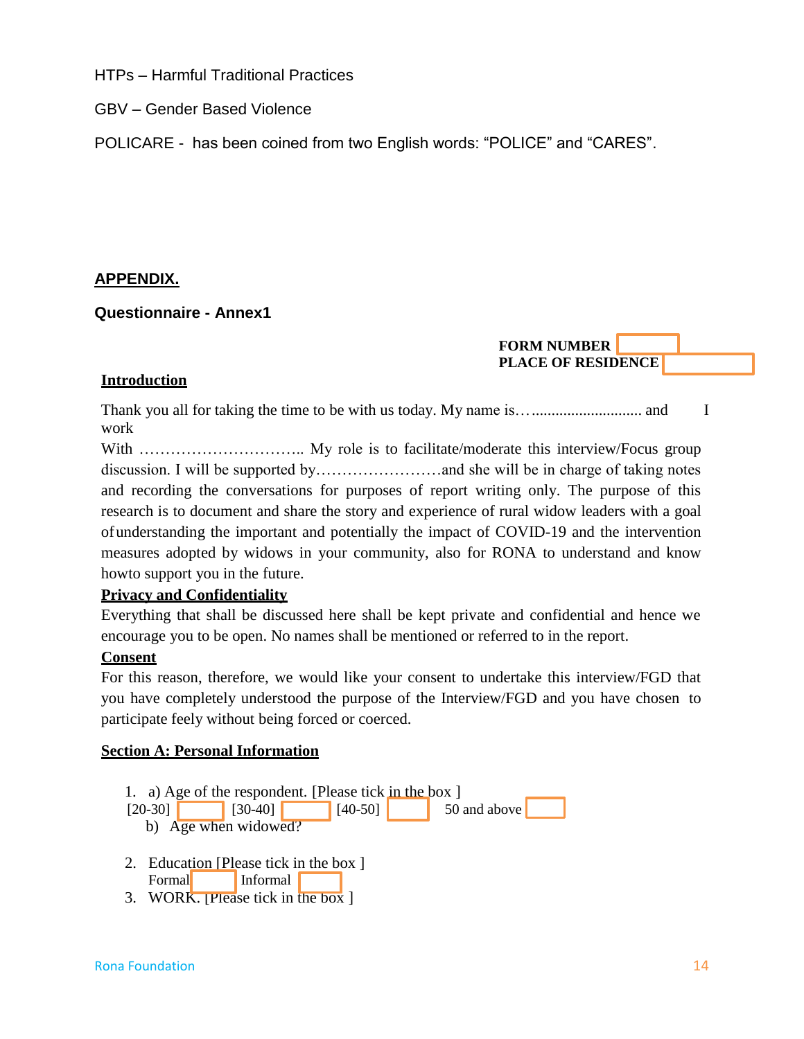HTPs – Harmful Traditional Practices

GBV – Gender Based Violence

POLICARE - has been coined from two English words: “POLICE” and “CARES”.

## APPENDIX.

### Questionnaire - Annex1

**FORM NUMBER** ☐
**PLACE OF RESIDENCE** ☐

**Introduction**

Thank you all for taking the time to be with us today. My name is…........................... and I work With ………………………….. My role is to facilitate/moderate this interview/Focus group discussion. I will be supported by……………………and she will be in charge of taking notes and recording the conversations for purposes of report writing only. The purpose of this research is to document and share the story and experience of rural widow leaders with a goal of understanding the important and potentially the impact of COVID-19 and the intervention measures adopted by widows in your community, also for RONA to understand and know howto support you in the future.

**Privacy and Confidentiality**

Everything that shall be discussed here shall be kept private and confidential and hence we encourage you to be open. No names shall be mentioned or referred to in the report.

**Consent**

For this reason, therefore, we would like your consent to undertake this interview/FGD that you have completely understood the purpose of the Interview/FGD and you have chosen to participate feely without being forced or coerced.

**Section A: Personal Information**

1. a) Age of the respondent. [Please tick in the box ]
   [20-30] ☐ [30-40] ☐ [40-50] ☐ 50 and above ☐
   b) Age when widowed?
2. Education [Please tick in the box ]
   Formal ☐ Informal ☐
3. WORK. [Please tick in the box ]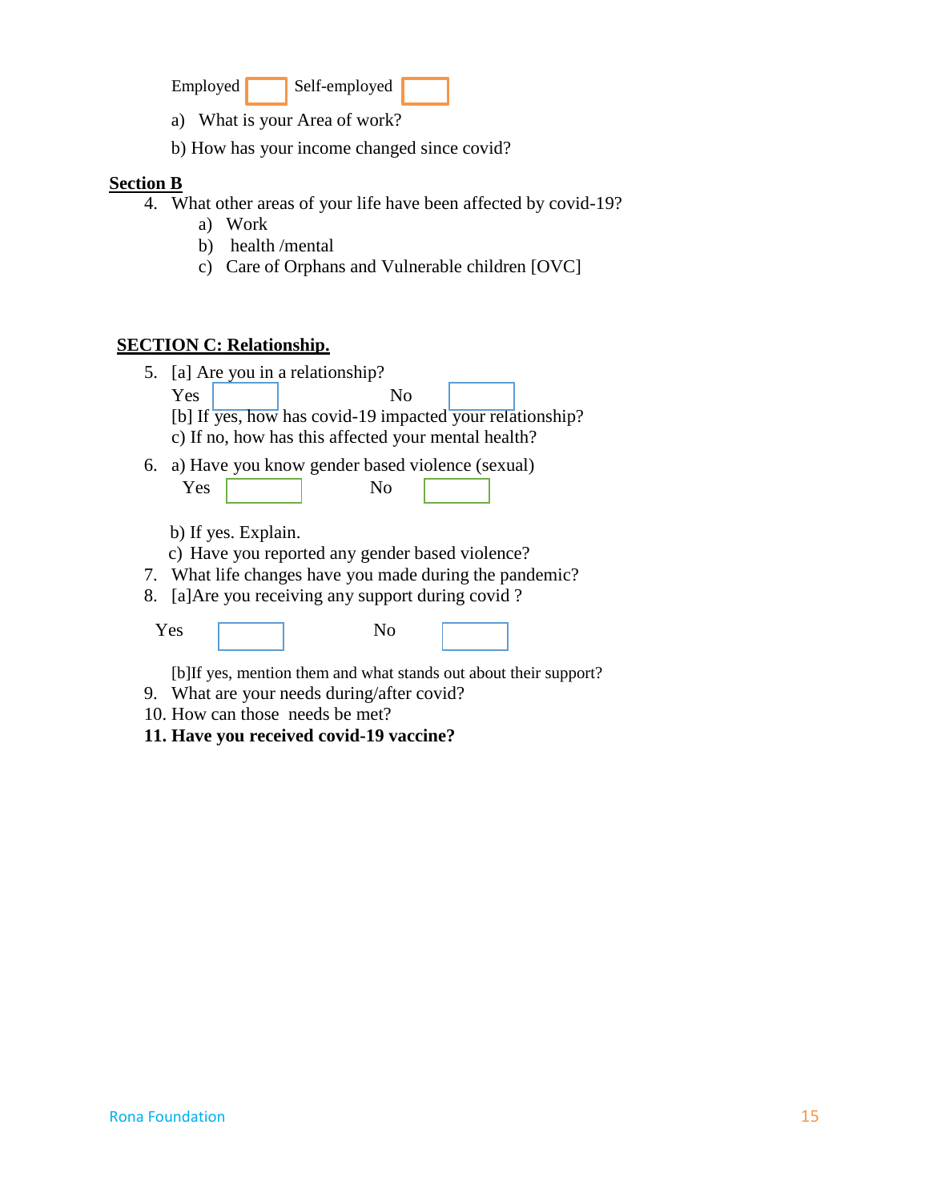Employed ☐ Self-employed ☐

a) What is your Area of work?

b) How has your income changed since covid?

**Section B**

4. What other areas of your life have been affected by covid-19?
   a) Work
   b) health /mental
   c) Care of Orphans and Vulnerable children [OVC]

**SECTION C: Relationship.**

5. [a] Are you in a relationship?

   Yes ☐ No ☐

   [b] If yes, how has covid-19 impacted your relationship?

   c) If no, how has this affected your mental health?

6. a) Have you know gender based violence (sexual)

   Yes ☐ No ☐

   b) If yes. Explain.

   c) Have you reported any gender based violence?

7. What life changes have you made during the pandemic?
8. [a]Are you receiving any support during covid ?

   Yes ☐ No ☐

   [b]If yes, mention them and what stands out about their support?

9. What are your needs during/after covid?
10. How can those needs be met?
11. **Have you received covid-19 vaccine?**